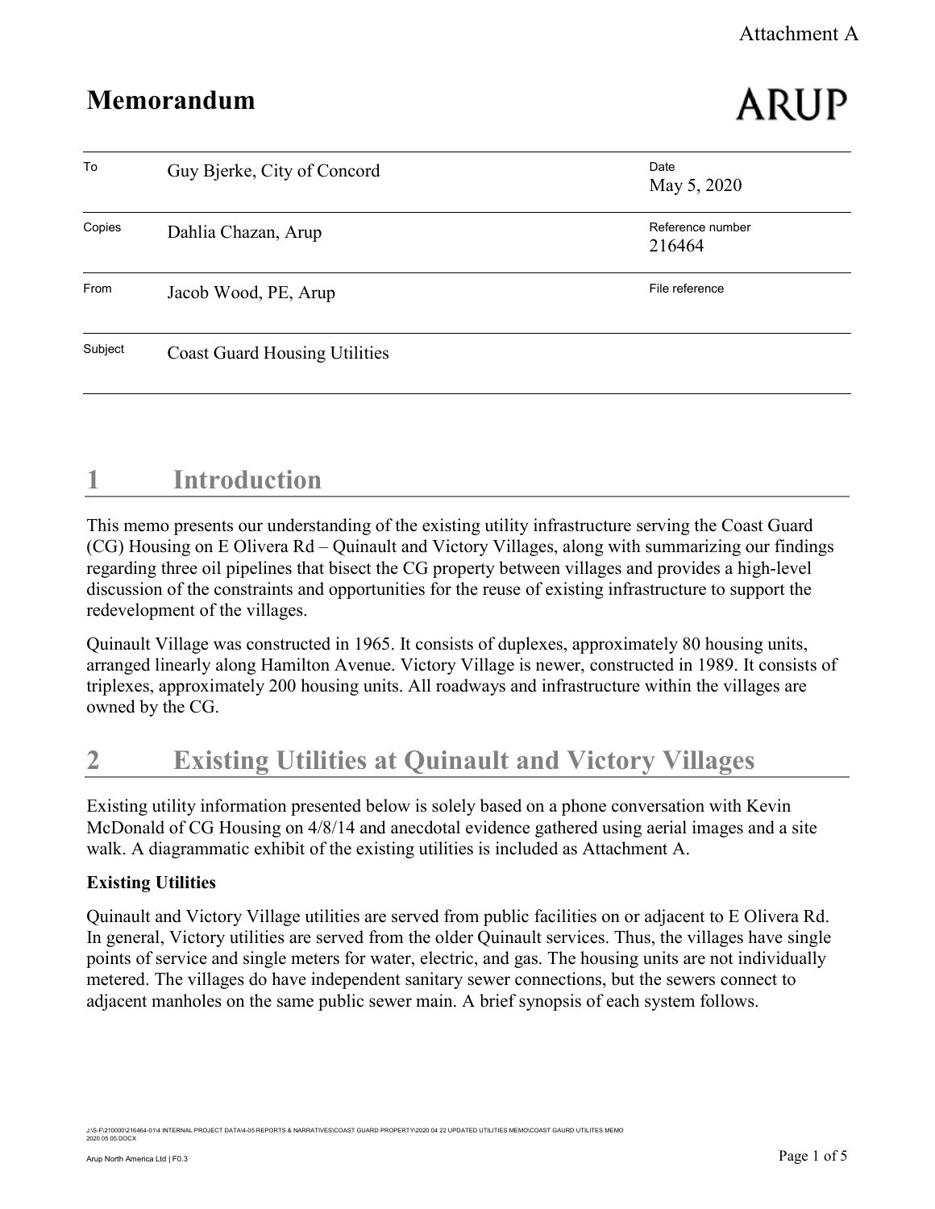Attachment A

# Memorandum

ARUP

| | | | |
|---|---|---|---|
| To | Guy Bjerke, City of Concord | Date | May 5, 2020 |
| Copies | Dahlia Chazan, Arup | Reference number | 216464 |
| From | Jacob Wood, PE, Arup | File reference | |
| Subject | Coast Guard Housing Utilities | | |

## 1 Introduction

This memo presents our understanding of the existing utility infrastructure serving the Coast Guard (CG) Housing on E Olivera Rd – Quinault and Victory Villages, along with summarizing our findings regarding three oil pipelines that bisect the CG property between villages and provides a high-level discussion of the constraints and opportunities for the reuse of existing infrastructure to support the redevelopment of the villages.

Quinault Village was constructed in 1965. It consists of duplexes, approximately 80 housing units, arranged linearly along Hamilton Avenue. Victory Village is newer, constructed in 1989. It consists of triplexes, approximately 200 housing units. All roadways and infrastructure within the villages are owned by the CG.

## 2 Existing Utilities at Quinault and Victory Villages

Existing utility information presented below is solely based on a phone conversation with Kevin McDonald of CG Housing on 4/8/14 and anecdotal evidence gathered using aerial images and a site walk. A diagrammatic exhibit of the existing utilities is included as Attachment A.

**Existing Utilities**

Quinault and Victory Village utilities are served from public facilities on or adjacent to E Olivera Rd. In general, Victory utilities are served from the older Quinault services. Thus, the villages have single points of service and single meters for water, electric, and gas. The housing units are not individually metered. The villages do have independent sanitary sewer connections, but the sewers connect to adjacent manholes on the same public sewer main. A brief synopsis of each system follows.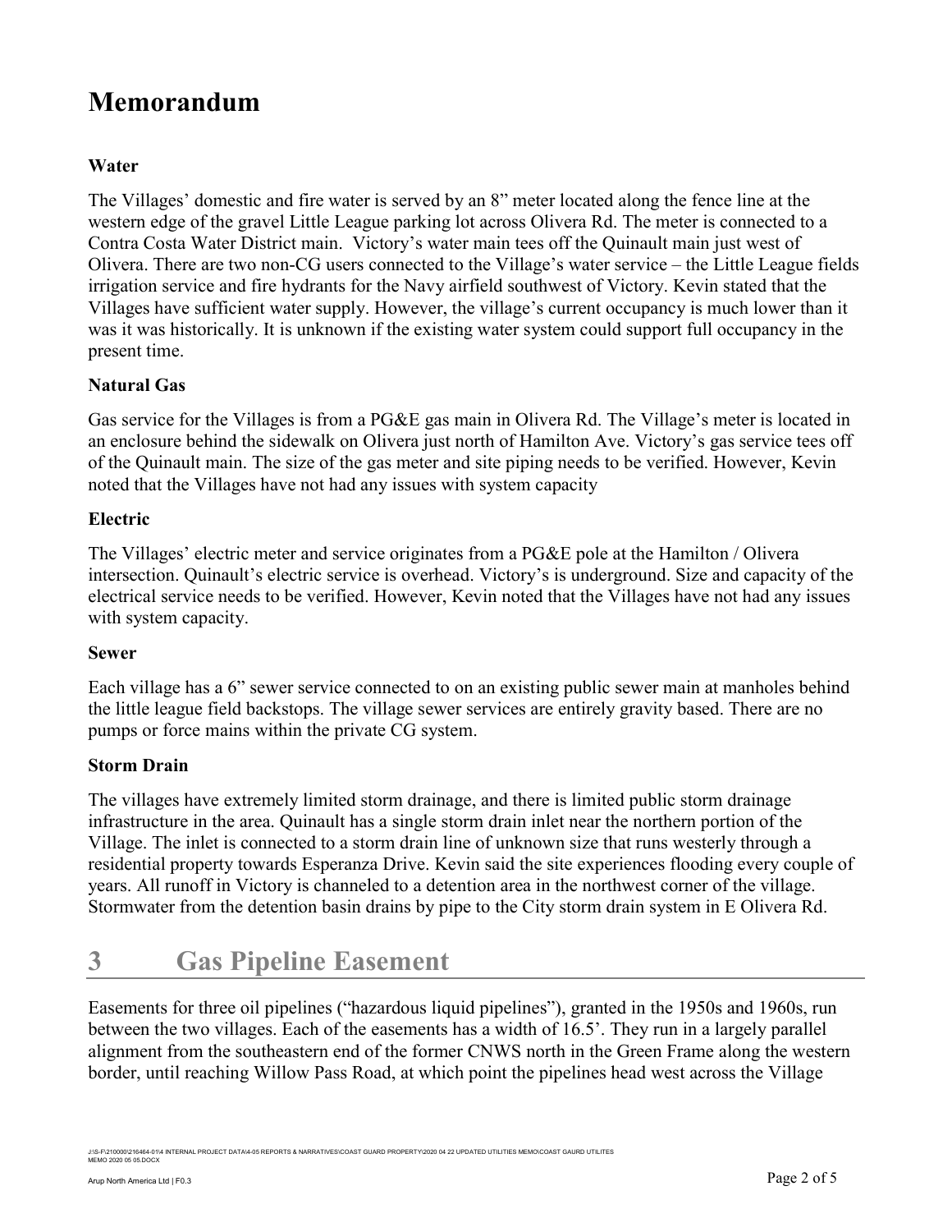# Memorandum

### Water

The Villages' domestic and fire water is served by an 8" meter located along the fence line at the western edge of the gravel Little League parking lot across Olivera Rd. The meter is connected to a Contra Costa Water District main.  Victory's water main tees off the Quinault main just west of Olivera. There are two non-CG users connected to the Village's water service – the Little League fields irrigation service and fire hydrants for the Navy airfield southwest of Victory. Kevin stated that the Villages have sufficient water supply. However, the village's current occupancy is much lower than it was it was historically. It is unknown if the existing water system could support full occupancy in the present time.

### Natural Gas

Gas service for the Villages is from a PG&E gas main in Olivera Rd. The Village's meter is located in an enclosure behind the sidewalk on Olivera just north of Hamilton Ave. Victory's gas service tees off of the Quinault main. The size of the gas meter and site piping needs to be verified. However, Kevin noted that the Villages have not had any issues with system capacity

### Electric

The Villages' electric meter and service originates from a PG&E pole at the Hamilton / Olivera intersection. Quinault's electric service is overhead. Victory's is underground. Size and capacity of the electrical service needs to be verified. However, Kevin noted that the Villages have not had any issues with system capacity.

### Sewer

Each village has a 6" sewer service connected to on an existing public sewer main at manholes behind the little league field backstops. The village sewer services are entirely gravity based. There are no pumps or force mains within the private CG system.

### Storm Drain

The villages have extremely limited storm drainage, and there is limited public storm drainage infrastructure in the area. Quinault has a single storm drain inlet near the northern portion of the Village. The inlet is connected to a storm drain line of unknown size that runs westerly through a residential property towards Esperanza Drive. Kevin said the site experiences flooding every couple of years. All runoff in Victory is channeled to a detention area in the northwest corner of the village. Stormwater from the detention basin drains by pipe to the City storm drain system in E Olivera Rd.

## 3 Gas Pipeline Easement

Easements for three oil pipelines ("hazardous liquid pipelines"), granted in the 1950s and 1960s, run between the two villages. Each of the easements has a width of 16.5'. They run in a largely parallel alignment from the southeastern end of the former CNWS north in the Green Frame along the western border, until reaching Willow Pass Road, at which point the pipelines head west across the Village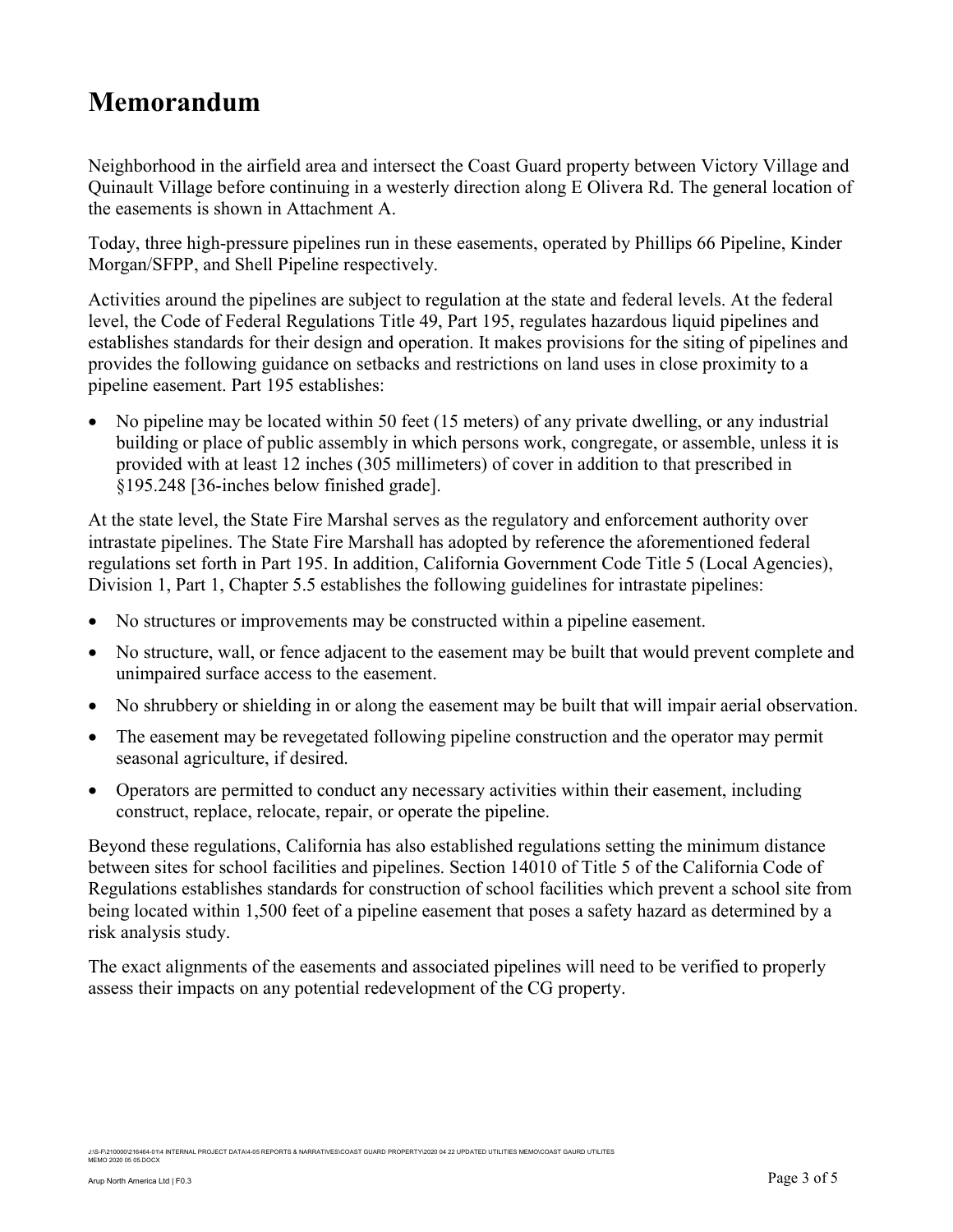# Memorandum

Neighborhood in the airfield area and intersect the Coast Guard property between Victory Village and Quinault Village before continuing in a westerly direction along E Olivera Rd. The general location of the easements is shown in Attachment A.

Today, three high-pressure pipelines run in these easements, operated by Phillips 66 Pipeline, Kinder Morgan/SFPP, and Shell Pipeline respectively.

Activities around the pipelines are subject to regulation at the state and federal levels. At the federal level, the Code of Federal Regulations Title 49, Part 195, regulates hazardous liquid pipelines and establishes standards for their design and operation. It makes provisions for the siting of pipelines and provides the following guidance on setbacks and restrictions on land uses in close proximity to a pipeline easement. Part 195 establishes:

- No pipeline may be located within 50 feet (15 meters) of any private dwelling, or any industrial building or place of public assembly in which persons work, congregate, or assemble, unless it is provided with at least 12 inches (305 millimeters) of cover in addition to that prescribed in §195.248 [36-inches below finished grade].

At the state level, the State Fire Marshal serves as the regulatory and enforcement authority over intrastate pipelines. The State Fire Marshall has adopted by reference the aforementioned federal regulations set forth in Part 195. In addition, California Government Code Title 5 (Local Agencies), Division 1, Part 1, Chapter 5.5 establishes the following guidelines for intrastate pipelines:

- No structures or improvements may be constructed within a pipeline easement.
- No structure, wall, or fence adjacent to the easement may be built that would prevent complete and unimpaired surface access to the easement.
- No shrubbery or shielding in or along the easement may be built that will impair aerial observation.
- The easement may be revegetated following pipeline construction and the operator may permit seasonal agriculture, if desired.
- Operators are permitted to conduct any necessary activities within their easement, including construct, replace, relocate, repair, or operate the pipeline.

Beyond these regulations, California has also established regulations setting the minimum distance between sites for school facilities and pipelines. Section 14010 of Title 5 of the California Code of Regulations establishes standards for construction of school facilities which prevent a school site from being located within 1,500 feet of a pipeline easement that poses a safety hazard as determined by a risk analysis study.

The exact alignments of the easements and associated pipelines will need to be verified to properly assess their impacts on any potential redevelopment of the CG property.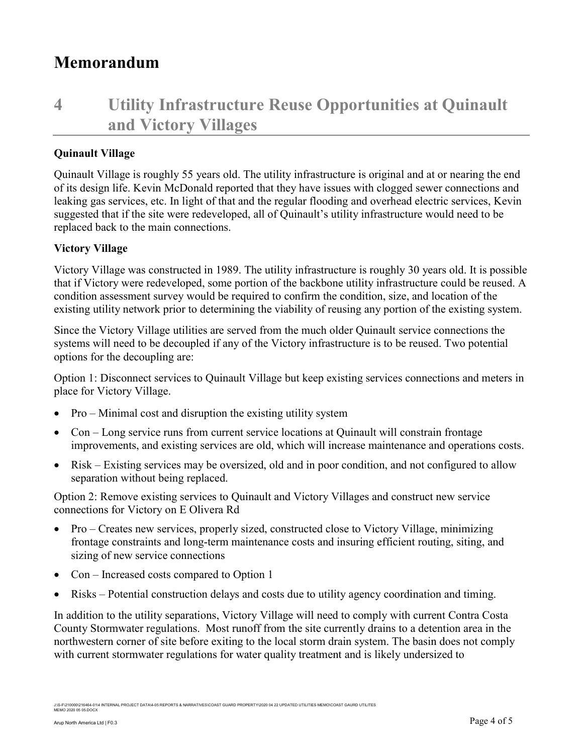# Memorandum

## 4 Utility Infrastructure Reuse Opportunities at Quinault and Victory Villages

**Quinault Village**

Quinault Village is roughly 55 years old. The utility infrastructure is original and at or nearing the end of its design life. Kevin McDonald reported that they have issues with clogged sewer connections and leaking gas services, etc. In light of that and the regular flooding and overhead electric services, Kevin suggested that if the site were redeveloped, all of Quinault's utility infrastructure would need to be replaced back to the main connections.

**Victory Village**

Victory Village was constructed in 1989. The utility infrastructure is roughly 30 years old. It is possible that if Victory were redeveloped, some portion of the backbone utility infrastructure could be reused. A condition assessment survey would be required to confirm the condition, size, and location of the existing utility network prior to determining the viability of reusing any portion of the existing system.

Since the Victory Village utilities are served from the much older Quinault service connections the systems will need to be decoupled if any of the Victory infrastructure is to be reused. Two potential options for the decoupling are:

Option 1: Disconnect services to Quinault Village but keep existing services connections and meters in place for Victory Village.

- Pro – Minimal cost and disruption the existing utility system
- Con – Long service runs from current service locations at Quinault will constrain frontage improvements, and existing services are old, which will increase maintenance and operations costs.
- Risk – Existing services may be oversized, old and in poor condition, and not configured to allow separation without being replaced.

Option 2: Remove existing services to Quinault and Victory Villages and construct new service connections for Victory on E Olivera Rd

- Pro – Creates new services, properly sized, constructed close to Victory Village, minimizing frontage constraints and long-term maintenance costs and insuring efficient routing, siting, and sizing of new service connections
- Con – Increased costs compared to Option 1
- Risks – Potential construction delays and costs due to utility agency coordination and timing.

In addition to the utility separations, Victory Village will need to comply with current Contra Costa County Stormwater regulations. Most runoff from the site currently drains to a detention area in the northwestern corner of site before exiting to the local storm drain system. The basin does not comply with current stormwater regulations for water quality treatment and is likely undersized to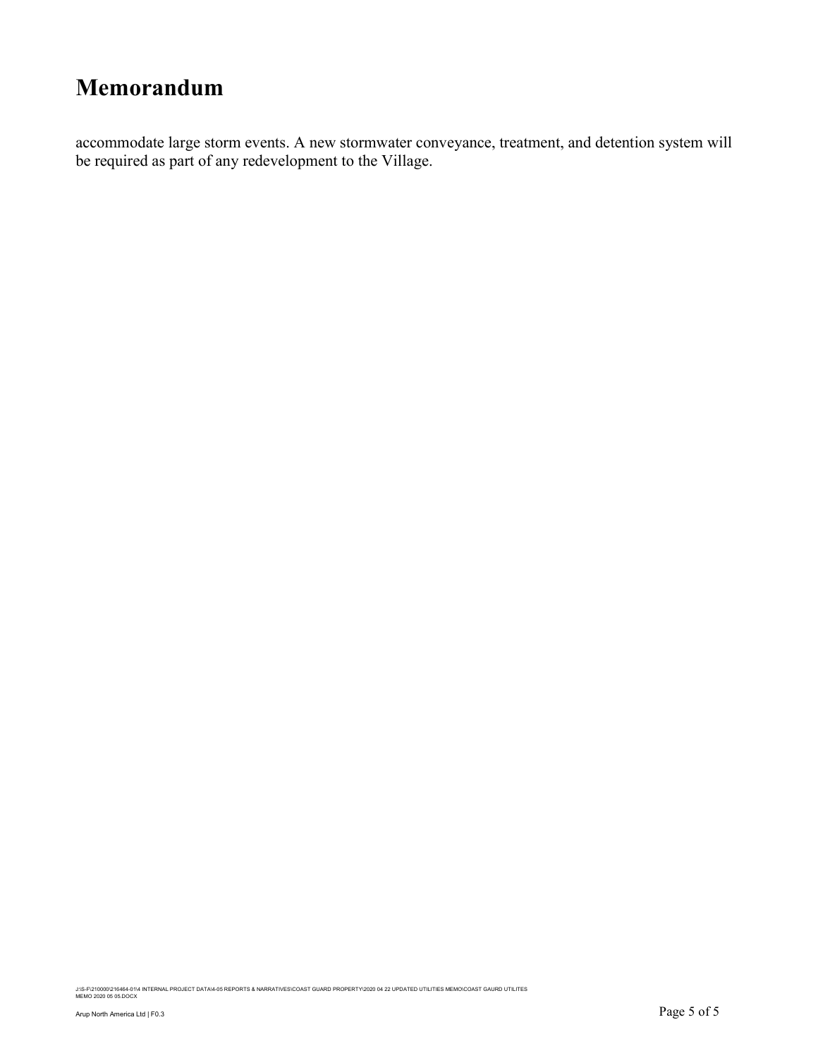accommodate large storm events. A new stormwater conveyance, treatment, and detention system will be required as part of any redevelopment to the Village.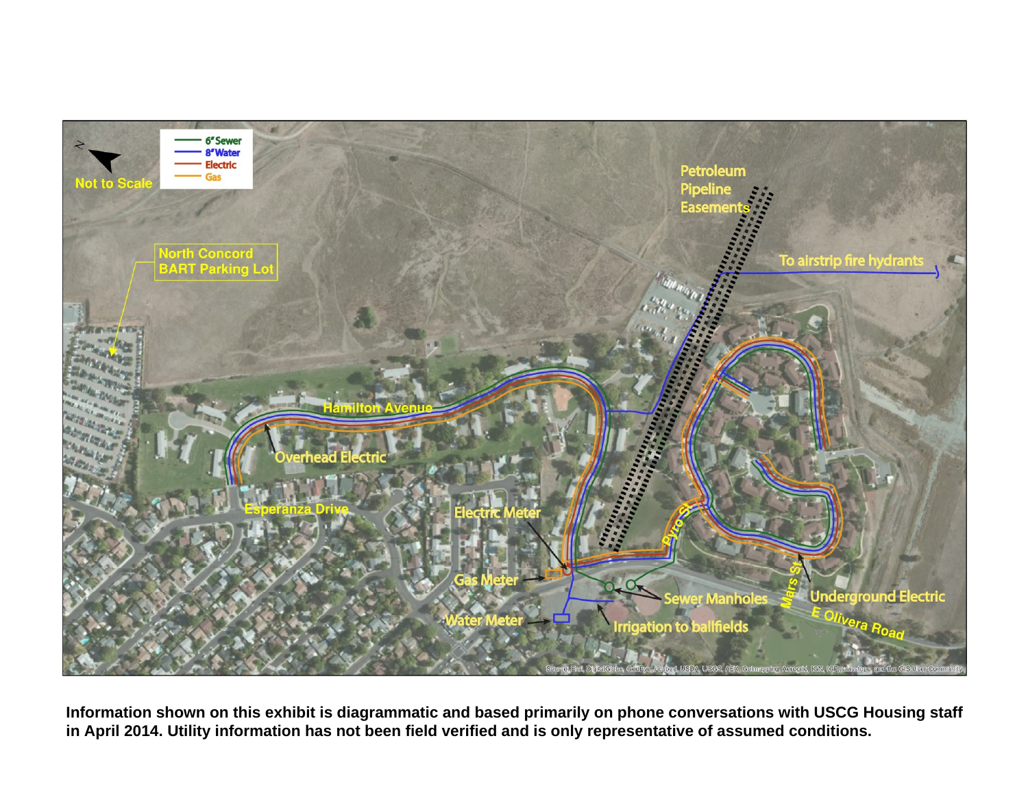6" Sewer
8" Water
Electric
Gas

N

Not to Scale

North Concord BART Parking Lot

Petroleum Pipeline Easements

To airstrip fire hydrants

Hamilton Avenue

Overhead Electric

Esperanza Drive

Electric Meter

Pyro St

Gas Meter

Sewer Manholes

Mars St

Underground Electric

E Olivera Road

Water Meter

Irrigation to ballfields

Source: Esri, DigitalGlobe, GeoEye, i-cubed, USDA, USGS, AEX, Getmapping, Aerogrid, IGN, IGP, swisstopo, and the GIS User Community

**Information shown on this exhibit is diagrammatic and based primarily on phone conversations with USCG Housing staff in April 2014. Utility information has not been field verified and is only representative of assumed conditions.**